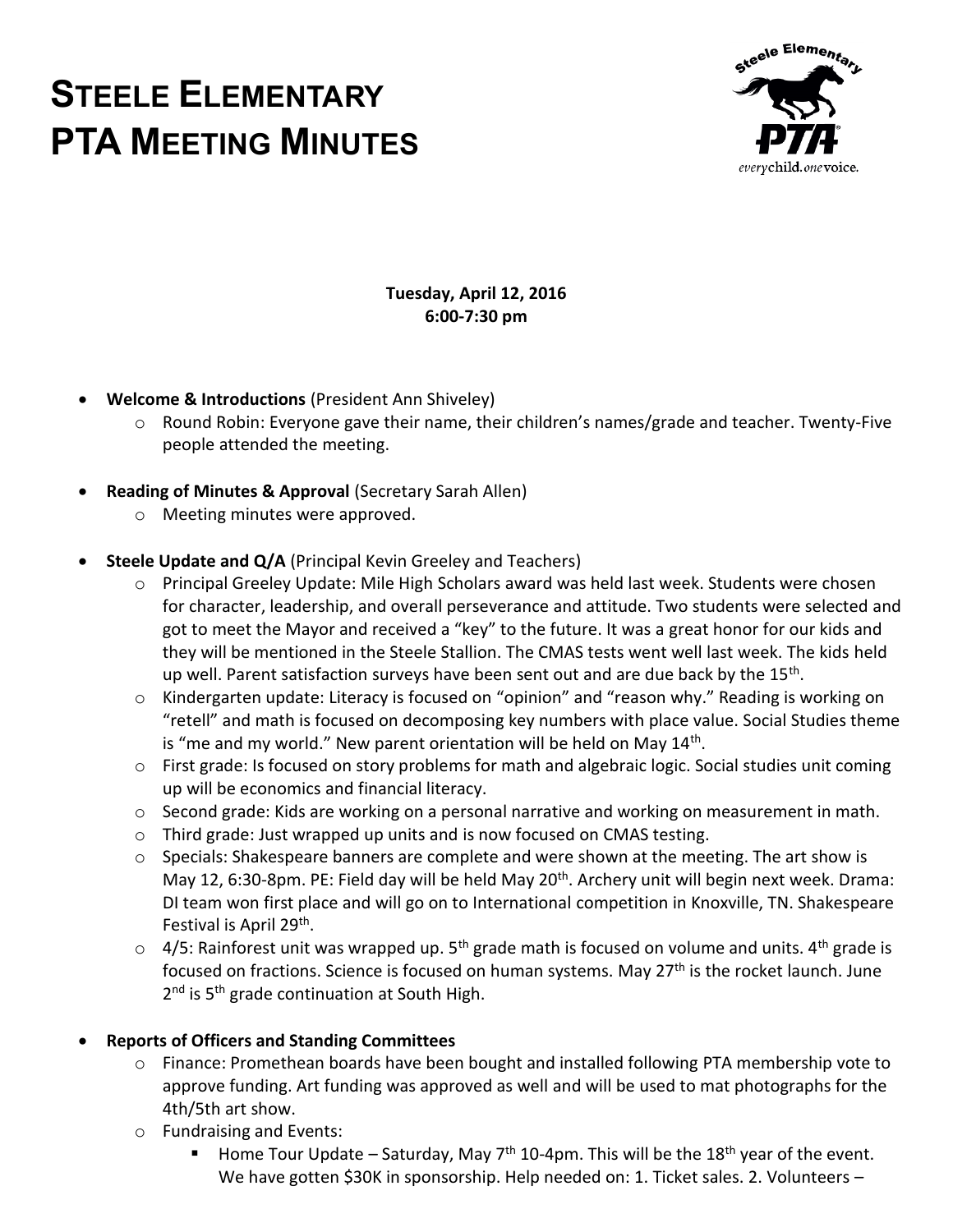# Steele Elementary PTA Meeting Minutes

**Tuesday, April 12, 2016**
**6:00-7:30 pm**

- **Welcome & Introductions** (President Ann Shiveley)
  - Round Robin: Everyone gave their name, their children's names/grade and teacher. Twenty-Five people attended the meeting.
- **Reading of Minutes & Approval** (Secretary Sarah Allen)
  - Meeting minutes were approved.
- **Steele Update and Q/A** (Principal Kevin Greeley and Teachers)
  - Principal Greeley Update: Mile High Scholars award was held last week. Students were chosen for character, leadership, and overall perseverance and attitude. Two students were selected and got to meet the Mayor and received a "key" to the future. It was a great honor for our kids and they will be mentioned in the Steele Stallion. The CMAS tests went well last week. The kids held up well. Parent satisfaction surveys have been sent out and are due back by the 15th.
  - Kindergarten update: Literacy is focused on "opinion" and "reason why." Reading is working on "retell" and math is focused on decomposing key numbers with place value. Social Studies theme is "me and my world." New parent orientation will be held on May 14th.
  - First grade: Is focused on story problems for math and algebraic logic. Social studies unit coming up will be economics and financial literacy.
  - Second grade: Kids are working on a personal narrative and working on measurement in math.
  - Third grade: Just wrapped up units and is now focused on CMAS testing.
  - Specials: Shakespeare banners are complete and were shown at the meeting. The art show is May 12, 6:30-8pm. PE: Field day will be held May 20th. Archery unit will begin next week. Drama: DI team won first place and will go on to International competition in Knoxville, TN. Shakespeare Festival is April 29th.
  - 4/5: Rainforest unit was wrapped up. 5th grade math is focused on volume and units. 4th grade is focused on fractions. Science is focused on human systems. May 27th is the rocket launch. June 2nd is 5th grade continuation at South High.
- **Reports of Officers and Standing Committees**
  - Finance: Promethean boards have been bought and installed following PTA membership vote to approve funding. Art funding was approved as well and will be used to mat photographs for the 4th/5th art show.
  - Fundraising and Events:
    - Home Tour Update – Saturday, May 7th 10-4pm. This will be the 18th year of the event. We have gotten $30K in sponsorship. Help needed on: 1. Ticket sales. 2. Volunteers –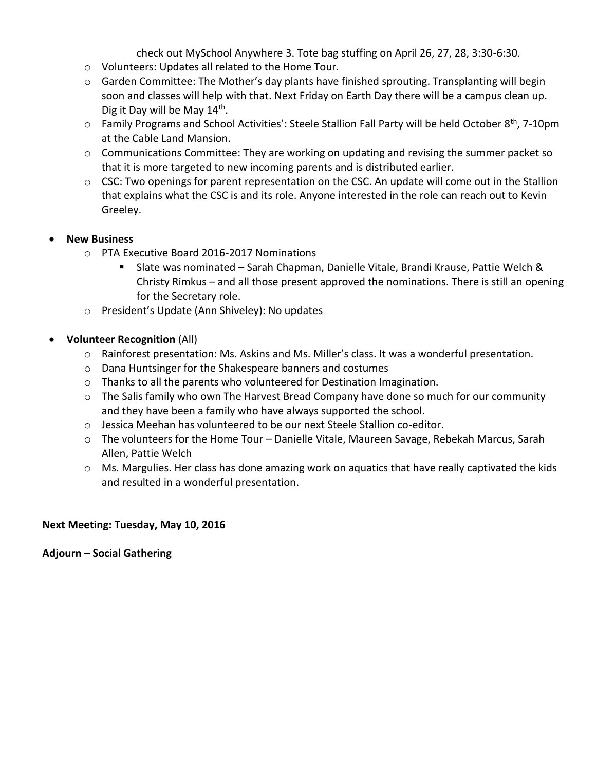check out MySchool Anywhere 3. Tote bag stuffing on April 26, 27, 28, 3:30-6:30.

  - Volunteers: Updates all related to the Home Tour.
  - Garden Committee: The Mother's day plants have finished sprouting. Transplanting will begin soon and classes will help with that. Next Friday on Earth Day there will be a campus clean up. Dig it Day will be May 14th.
  - Family Programs and School Activities': Steele Stallion Fall Party will be held October 8th, 7-10pm at the Cable Land Mansion.
  - Communications Committee: They are working on updating and revising the summer packet so that it is more targeted to new incoming parents and is distributed earlier.
  - CSC: Two openings for parent representation on the CSC. An update will come out in the Stallion that explains what the CSC is and its role. Anyone interested in the role can reach out to Kevin Greeley.

- **New Business**
  - PTA Executive Board 2016-2017 Nominations
    - Slate was nominated – Sarah Chapman, Danielle Vitale, Brandi Krause, Pattie Welch & Christy Rimkus – and all those present approved the nominations. There is still an opening for the Secretary role.
  - President's Update (Ann Shiveley): No updates

- **Volunteer Recognition** (All)
  - Rainforest presentation: Ms. Askins and Ms. Miller's class. It was a wonderful presentation.
  - Dana Huntsinger for the Shakespeare banners and costumes
  - Thanks to all the parents who volunteered for Destination Imagination.
  - The Salis family who own The Harvest Bread Company have done so much for our community and they have been a family who have always supported the school.
  - Jessica Meehan has volunteered to be our next Steele Stallion co-editor.
  - The volunteers for the Home Tour – Danielle Vitale, Maureen Savage, Rebekah Marcus, Sarah Allen, Pattie Welch
  - Ms. Margulies. Her class has done amazing work on aquatics that have really captivated the kids and resulted in a wonderful presentation.

**Next Meeting: Tuesday, May 10, 2016**

**Adjourn – Social Gathering**